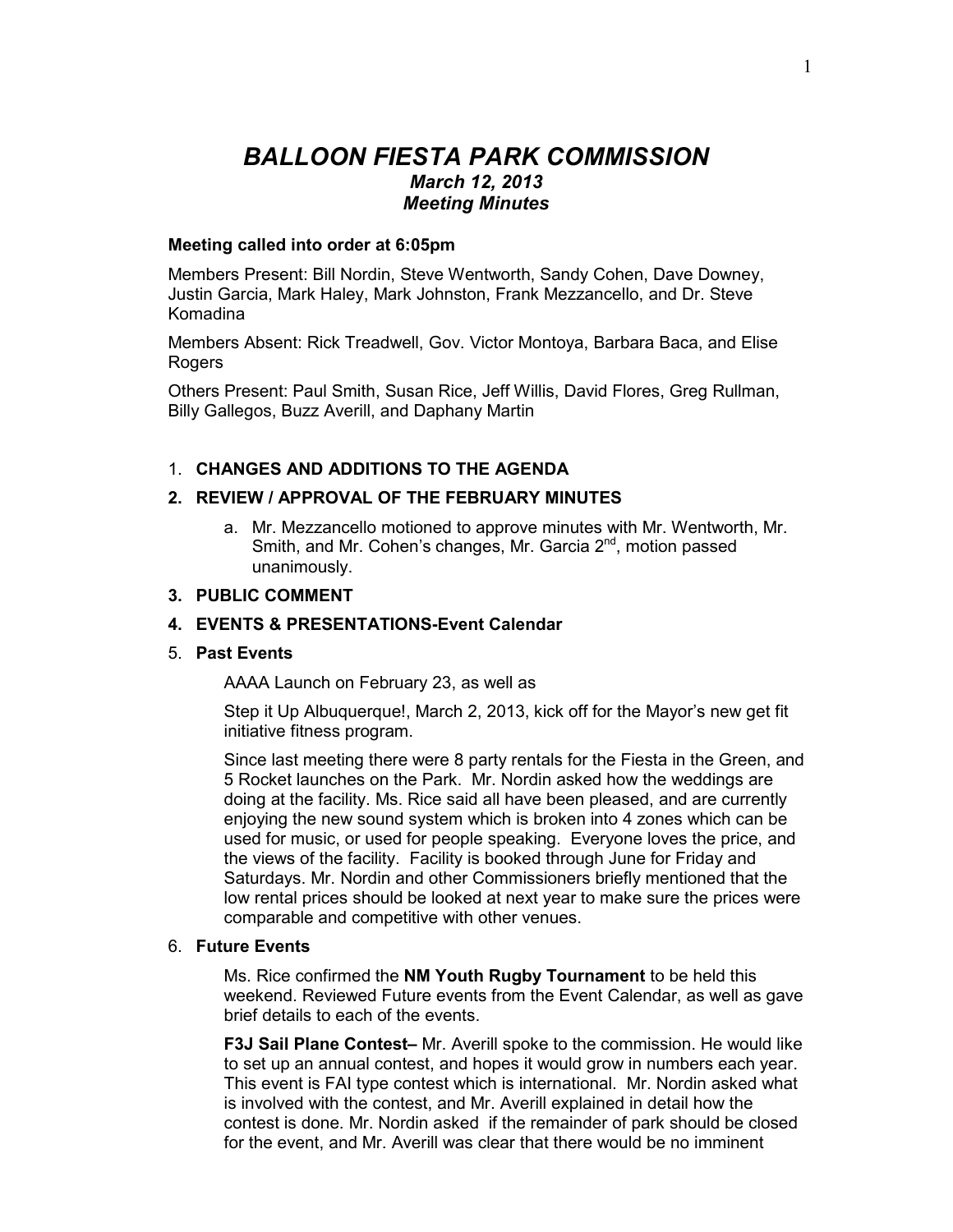# *BALLOON FIESTA PARK COMMISSION*

## *March 12, 2013*

## *Meeting Minutes*

**Meeting called into order at 6:05pm**

Members Present: Bill Nordin, Steve Wentworth, Sandy Cohen, Dave Downey, Justin Garcia, Mark Haley, Mark Johnston, Frank Mezzancello, and Dr. Steve Komadina

Members Absent: Rick Treadwell, Gov. Victor Montoya, Barbara Baca, and Elise Rogers

Others Present: Paul Smith, Susan Rice, Jeff Willis, David Flores, Greg Rullman, Billy Gallegos, Buzz Averill, and Daphany Martin

1. **CHANGES AND ADDITIONS TO THE AGENDA**

2. **REVIEW / APPROVAL OF THE FEBRUARY MINUTES**

   a. Mr. Mezzancello motioned to approve minutes with Mr. Wentworth, Mr. Smith, and Mr. Cohen's changes, Mr. Garcia 2nd, motion passed unanimously.

3. **PUBLIC COMMENT**

4. **EVENTS & PRESENTATIONS-Event Calendar**

5. **Past Events**

   AAAA Launch on February 23, as well as

   Step it Up Albuquerque!, March 2, 2013, kick off for the Mayor's new get fit initiative fitness program.

   Since last meeting there were 8 party rentals for the Fiesta in the Green, and 5 Rocket launches on the Park. Mr. Nordin asked how the weddings are doing at the facility. Ms. Rice said all have been pleased, and are currently enjoying the new sound system which is broken into 4 zones which can be used for music, or used for people speaking. Everyone loves the price, and the views of the facility. Facility is booked through June for Friday and Saturdays. Mr. Nordin and other Commissioners briefly mentioned that the low rental prices should be looked at next year to make sure the prices were comparable and competitive with other venues.

6. **Future Events**

   Ms. Rice confirmed the **NM Youth Rugby Tournament** to be held this weekend. Reviewed Future events from the Event Calendar, as well as gave brief details to each of the events.

   **F3J Sail Plane Contest–** Mr. Averill spoke to the commission. He would like to set up an annual contest, and hopes it would grow in numbers each year. This event is FAI type contest which is international. Mr. Nordin asked what is involved with the contest, and Mr. Averill explained in detail how the contest is done. Mr. Nordin asked if the remainder of park should be closed for the event, and Mr. Averill was clear that there would be no imminent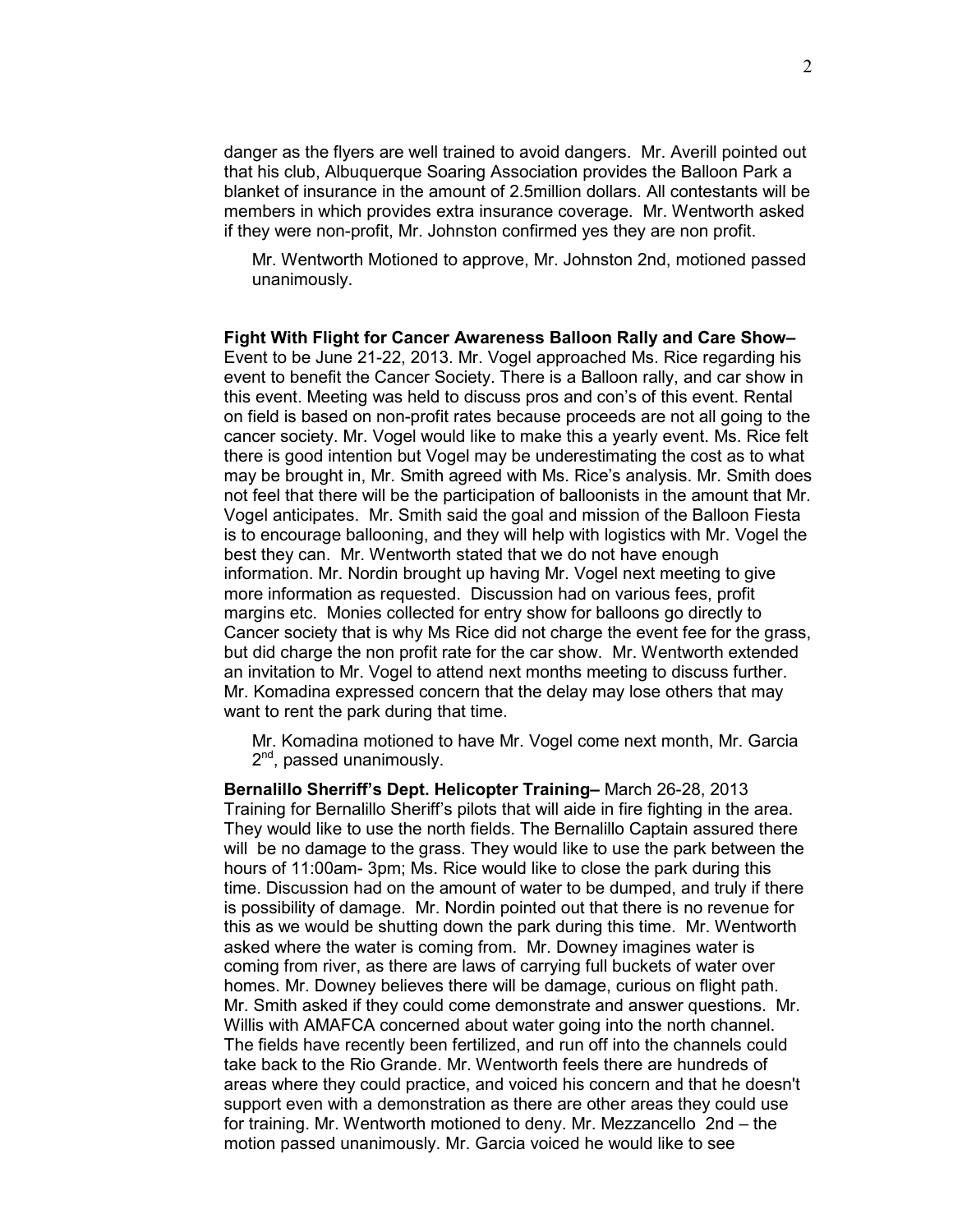danger as the flyers are well trained to avoid dangers. Mr. Averill pointed out that his club, Albuquerque Soaring Association provides the Balloon Park a blanket of insurance in the amount of 2.5million dollars. All contestants will be members in which provides extra insurance coverage. Mr. Wentworth asked if they were non-profit, Mr. Johnston confirmed yes they are non profit.

Mr. Wentworth Motioned to approve, Mr. Johnston 2nd, motioned passed unanimously.

**Fight With Flight for Cancer Awareness Balloon Rally and Care Show–** Event to be June 21-22, 2013. Mr. Vogel approached Ms. Rice regarding his event to benefit the Cancer Society. There is a Balloon rally, and car show in this event. Meeting was held to discuss pros and con's of this event. Rental on field is based on non-profit rates because proceeds are not all going to the cancer society. Mr. Vogel would like to make this a yearly event. Ms. Rice felt there is good intention but Vogel may be underestimating the cost as to what may be brought in, Mr. Smith agreed with Ms. Rice's analysis. Mr. Smith does not feel that there will be the participation of balloonists in the amount that Mr. Vogel anticipates. Mr. Smith said the goal and mission of the Balloon Fiesta is to encourage ballooning, and they will help with logistics with Mr. Vogel the best they can. Mr. Wentworth stated that we do not have enough information. Mr. Nordin brought up having Mr. Vogel next meeting to give more information as requested. Discussion had on various fees, profit margins etc. Monies collected for entry show for balloons go directly to Cancer society that is why Ms Rice did not charge the event fee for the grass, but did charge the non profit rate for the car show. Mr. Wentworth extended an invitation to Mr. Vogel to attend next months meeting to discuss further. Mr. Komadina expressed concern that the delay may lose others that may want to rent the park during that time.

Mr. Komadina motioned to have Mr. Vogel come next month, Mr. Garcia 2nd, passed unanimously.

**Bernalillo Sherriff's Dept. Helicopter Training–** March 26-28, 2013 Training for Bernalillo Sheriff's pilots that will aide in fire fighting in the area. They would like to use the north fields. The Bernalillo Captain assured there will be no damage to the grass. They would like to use the park between the hours of 11:00am- 3pm; Ms. Rice would like to close the park during this time. Discussion had on the amount of water to be dumped, and truly if there is possibility of damage. Mr. Nordin pointed out that there is no revenue for this as we would be shutting down the park during this time. Mr. Wentworth asked where the water is coming from. Mr. Downey imagines water is coming from river, as there are laws of carrying full buckets of water over homes. Mr. Downey believes there will be damage, curious on flight path. Mr. Smith asked if they could come demonstrate and answer questions. Mr. Willis with AMAFCA concerned about water going into the north channel. The fields have recently been fertilized, and run off into the channels could take back to the Rio Grande. Mr. Wentworth feels there are hundreds of areas where they could practice, and voiced his concern and that he doesn't support even with a demonstration as there are other areas they could use for training. Mr. Wentworth motioned to deny. Mr. Mezzancello 2nd – the motion passed unanimously. Mr. Garcia voiced he would like to see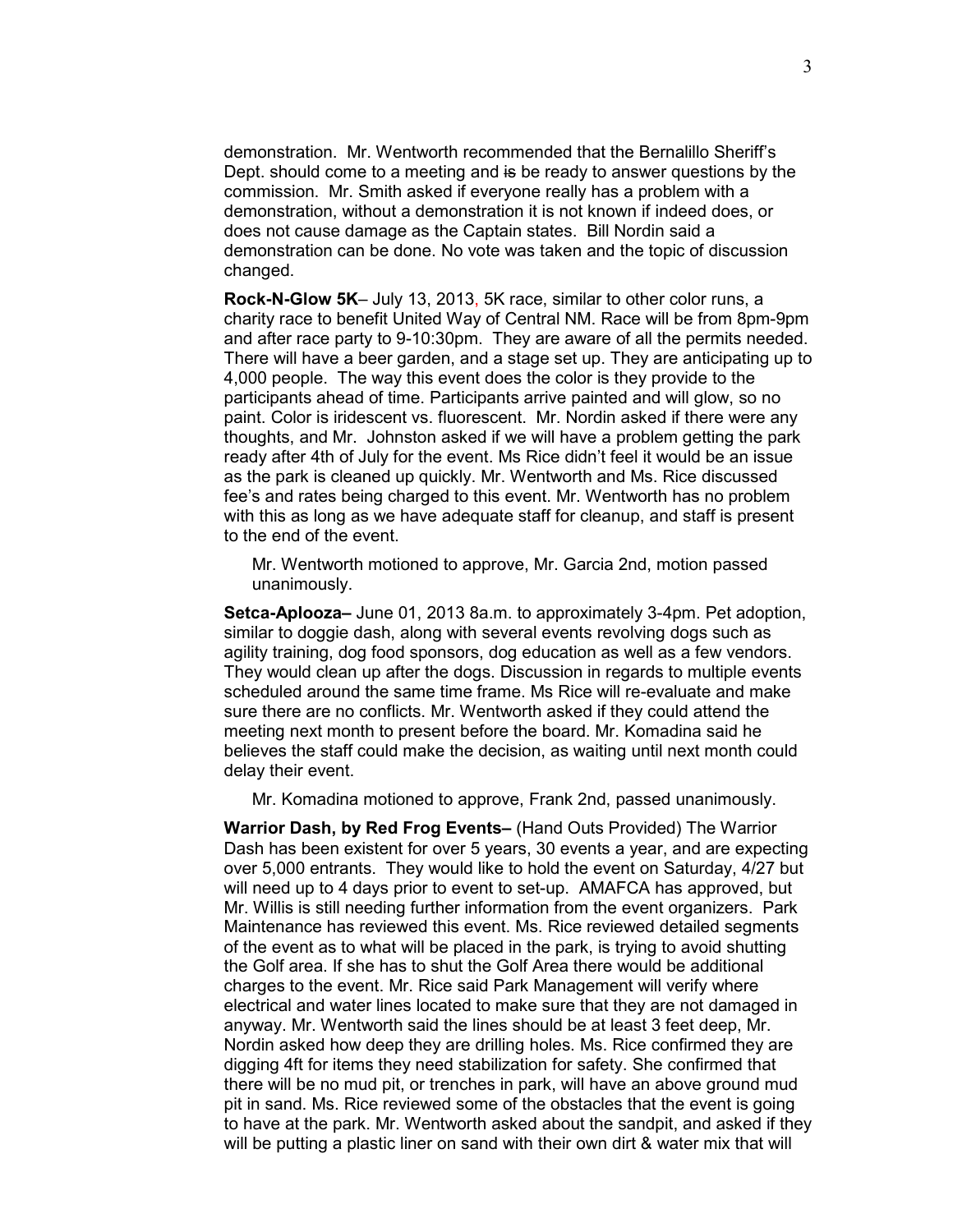demonstration. Mr. Wentworth recommended that the Bernalillo Sheriff's Dept. should come to a meeting and ~~is~~ be ready to answer questions by the commission. Mr. Smith asked if everyone really has a problem with a demonstration, without a demonstration it is not known if indeed does, or does not cause damage as the Captain states. Bill Nordin said a demonstration can be done. No vote was taken and the topic of discussion changed.

**Rock-N-Glow 5K**– July 13, 2013, 5K race, similar to other color runs, a charity race to benefit United Way of Central NM. Race will be from 8pm-9pm and after race party to 9-10:30pm. They are aware of all the permits needed. There will have a beer garden, and a stage set up. They are anticipating up to 4,000 people. The way this event does the color is they provide to the participants ahead of time. Participants arrive painted and will glow, so no paint. Color is iridescent vs. fluorescent. Mr. Nordin asked if there were any thoughts, and Mr. Johnston asked if we will have a problem getting the park ready after 4th of July for the event. Ms Rice didn't feel it would be an issue as the park is cleaned up quickly. Mr. Wentworth and Ms. Rice discussed fee's and rates being charged to this event. Mr. Wentworth has no problem with this as long as we have adequate staff for cleanup, and staff is present to the end of the event.

> Mr. Wentworth motioned to approve, Mr. Garcia 2nd, motion passed unanimously.

**Setca-Aplooza–** June 01, 2013 8a.m. to approximately 3-4pm. Pet adoption, similar to doggie dash, along with several events revolving dogs such as agility training, dog food sponsors, dog education as well as a few vendors. They would clean up after the dogs. Discussion in regards to multiple events scheduled around the same time frame. Ms Rice will re-evaluate and make sure there are no conflicts. Mr. Wentworth asked if they could attend the meeting next month to present before the board. Mr. Komadina said he believes the staff could make the decision, as waiting until next month could delay their event.

> Mr. Komadina motioned to approve, Frank 2nd, passed unanimously.

**Warrior Dash, by Red Frog Events–** (Hand Outs Provided) The Warrior Dash has been existent for over 5 years, 30 events a year, and are expecting over 5,000 entrants. They would like to hold the event on Saturday, 4/27 but will need up to 4 days prior to event to set-up. AMAFCA has approved, but Mr. Willis is still needing further information from the event organizers. Park Maintenance has reviewed this event. Ms. Rice reviewed detailed segments of the event as to what will be placed in the park, is trying to avoid shutting the Golf area. If she has to shut the Golf Area there would be additional charges to the event. Mr. Rice said Park Management will verify where electrical and water lines located to make sure that they are not damaged in anyway. Mr. Wentworth said the lines should be at least 3 feet deep, Mr. Nordin asked how deep they are drilling holes. Ms. Rice confirmed they are digging 4ft for items they need stabilization for safety. She confirmed that there will be no mud pit, or trenches in park, will have an above ground mud pit in sand. Ms. Rice reviewed some of the obstacles that the event is going to have at the park. Mr. Wentworth asked about the sandpit, and asked if they will be putting a plastic liner on sand with their own dirt & water mix that will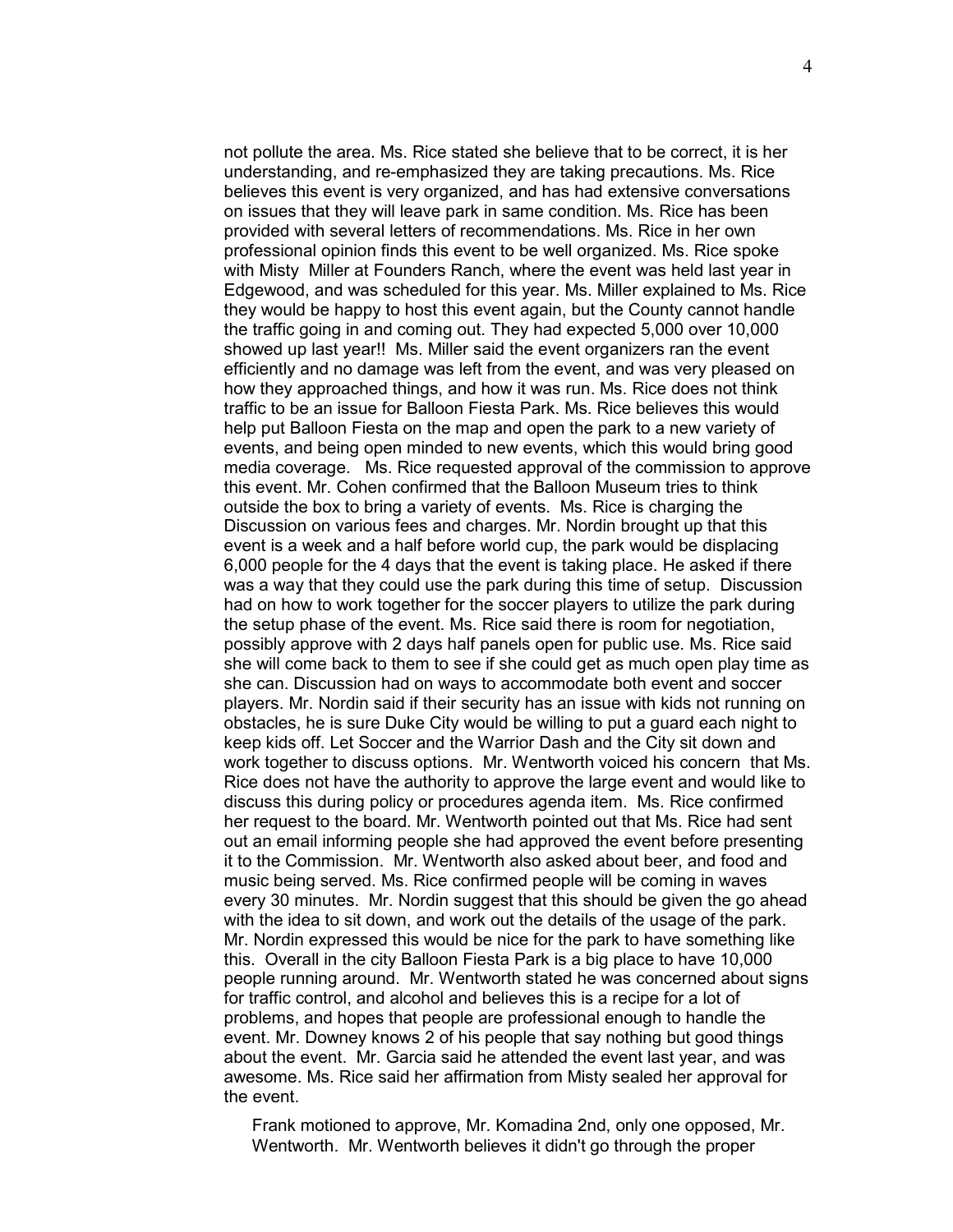not pollute the area. Ms. Rice stated she believe that to be correct, it is her understanding, and re-emphasized they are taking precautions. Ms. Rice believes this event is very organized, and has had extensive conversations on issues that they will leave park in same condition. Ms. Rice has been provided with several letters of recommendations. Ms. Rice in her own professional opinion finds this event to be well organized. Ms. Rice spoke with Misty Miller at Founders Ranch, where the event was held last year in Edgewood, and was scheduled for this year. Ms. Miller explained to Ms. Rice they would be happy to host this event again, but the County cannot handle the traffic going in and coming out. They had expected 5,000 over 10,000 showed up last year!! Ms. Miller said the event organizers ran the event efficiently and no damage was left from the event, and was very pleased on how they approached things, and how it was run. Ms. Rice does not think traffic to be an issue for Balloon Fiesta Park. Ms. Rice believes this would help put Balloon Fiesta on the map and open the park to a new variety of events, and being open minded to new events, which this would bring good media coverage. Ms. Rice requested approval of the commission to approve this event. Mr. Cohen confirmed that the Balloon Museum tries to think outside the box to bring a variety of events. Ms. Rice is charging the Discussion on various fees and charges. Mr. Nordin brought up that this event is a week and a half before world cup, the park would be displacing 6,000 people for the 4 days that the event is taking place. He asked if there was a way that they could use the park during this time of setup. Discussion had on how to work together for the soccer players to utilize the park during the setup phase of the event. Ms. Rice said there is room for negotiation, possibly approve with 2 days half panels open for public use. Ms. Rice said she will come back to them to see if she could get as much open play time as she can. Discussion had on ways to accommodate both event and soccer players. Mr. Nordin said if their security has an issue with kids not running on obstacles, he is sure Duke City would be willing to put a guard each night to keep kids off. Let Soccer and the Warrior Dash and the City sit down and work together to discuss options. Mr. Wentworth voiced his concern that Ms. Rice does not have the authority to approve the large event and would like to discuss this during policy or procedures agenda item. Ms. Rice confirmed her request to the board. Mr. Wentworth pointed out that Ms. Rice had sent out an email informing people she had approved the event before presenting it to the Commission. Mr. Wentworth also asked about beer, and food and music being served. Ms. Rice confirmed people will be coming in waves every 30 minutes. Mr. Nordin suggest that this should be given the go ahead with the idea to sit down, and work out the details of the usage of the park. Mr. Nordin expressed this would be nice for the park to have something like this. Overall in the city Balloon Fiesta Park is a big place to have 10,000 people running around. Mr. Wentworth stated he was concerned about signs for traffic control, and alcohol and believes this is a recipe for a lot of problems, and hopes that people are professional enough to handle the event. Mr. Downey knows 2 of his people that say nothing but good things about the event. Mr. Garcia said he attended the event last year, and was awesome. Ms. Rice said her affirmation from Misty sealed her approval for the event.

Frank motioned to approve, Mr. Komadina 2nd, only one opposed, Mr. Wentworth. Mr. Wentworth believes it didn't go through the proper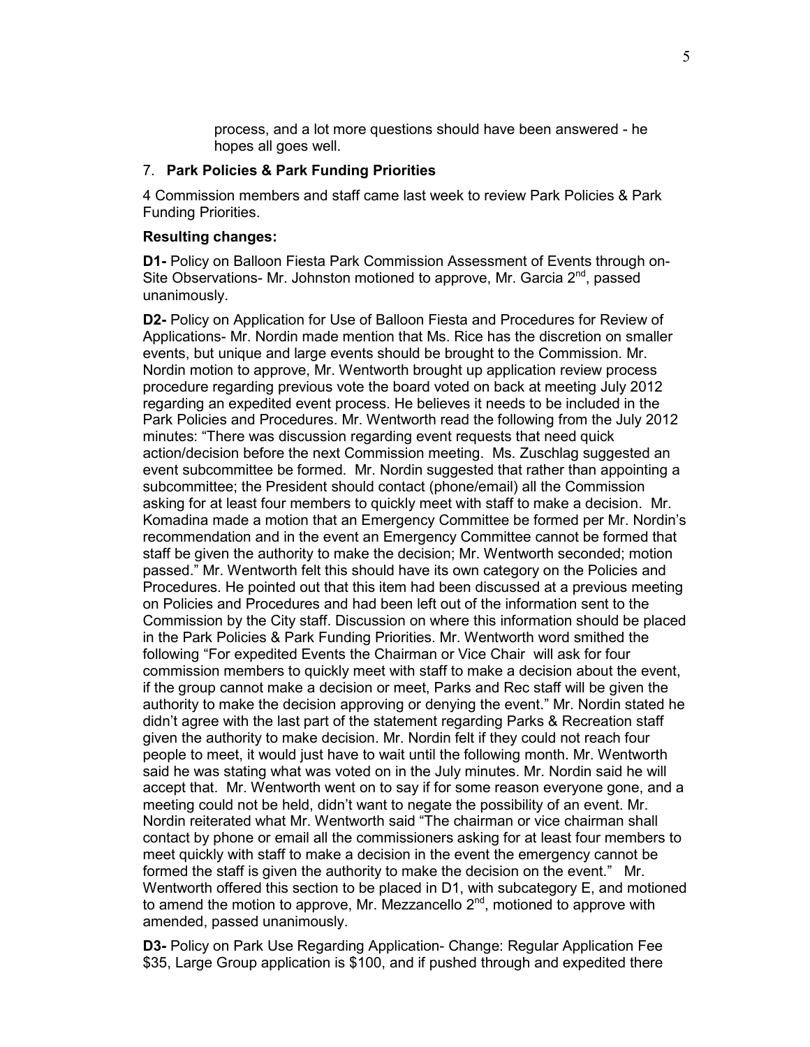process, and a lot more questions should have been answered - he hopes all goes well.

7. **Park Policies & Park Funding Priorities**

4 Commission members and staff came last week to review Park Policies & Park Funding Priorities.

**Resulting changes:**

**D1-** Policy on Balloon Fiesta Park Commission Assessment of Events through on-Site Observations- Mr. Johnston motioned to approve, Mr. Garcia 2nd, passed unanimously.

**D2-** Policy on Application for Use of Balloon Fiesta and Procedures for Review of Applications- Mr. Nordin made mention that Ms. Rice has the discretion on smaller events, but unique and large events should be brought to the Commission. Mr. Nordin motion to approve, Mr. Wentworth brought up application review process procedure regarding previous vote the board voted on back at meeting July 2012 regarding an expedited event process. He believes it needs to be included in the Park Policies and Procedures. Mr. Wentworth read the following from the July 2012 minutes: "There was discussion regarding event requests that need quick action/decision before the next Commission meeting. Ms. Zuschlag suggested an event subcommittee be formed. Mr. Nordin suggested that rather than appointing a subcommittee; the President should contact (phone/email) all the Commission asking for at least four members to quickly meet with staff to make a decision. Mr. Komadina made a motion that an Emergency Committee be formed per Mr. Nordin's recommendation and in the event an Emergency Committee cannot be formed that staff be given the authority to make the decision; Mr. Wentworth seconded; motion passed." Mr. Wentworth felt this should have its own category on the Policies and Procedures. He pointed out that this item had been discussed at a previous meeting on Policies and Procedures and had been left out of the information sent to the Commission by the City staff. Discussion on where this information should be placed in the Park Policies & Park Funding Priorities. Mr. Wentworth word smithed the following "For expedited Events the Chairman or Vice Chair will ask for four commission members to quickly meet with staff to make a decision about the event, if the group cannot make a decision or meet, Parks and Rec staff will be given the authority to make the decision approving or denying the event." Mr. Nordin stated he didn't agree with the last part of the statement regarding Parks & Recreation staff given the authority to make decision. Mr. Nordin felt if they could not reach four people to meet, it would just have to wait until the following month. Mr. Wentworth said he was stating what was voted on in the July minutes. Mr. Nordin said he will accept that. Mr. Wentworth went on to say if for some reason everyone gone, and a meeting could not be held, didn't want to negate the possibility of an event. Mr. Nordin reiterated what Mr. Wentworth said "The chairman or vice chairman shall contact by phone or email all the commissioners asking for at least four members to meet quickly with staff to make a decision in the event the emergency cannot be formed the staff is given the authority to make the decision on the event." Mr. Wentworth offered this section to be placed in D1, with subcategory E, and motioned to amend the motion to approve, Mr. Mezzancello 2nd, motioned to approve with amended, passed unanimously.

**D3-** Policy on Park Use Regarding Application- Change: Regular Application Fee $35, Large Group application is $100, and if pushed through and expedited there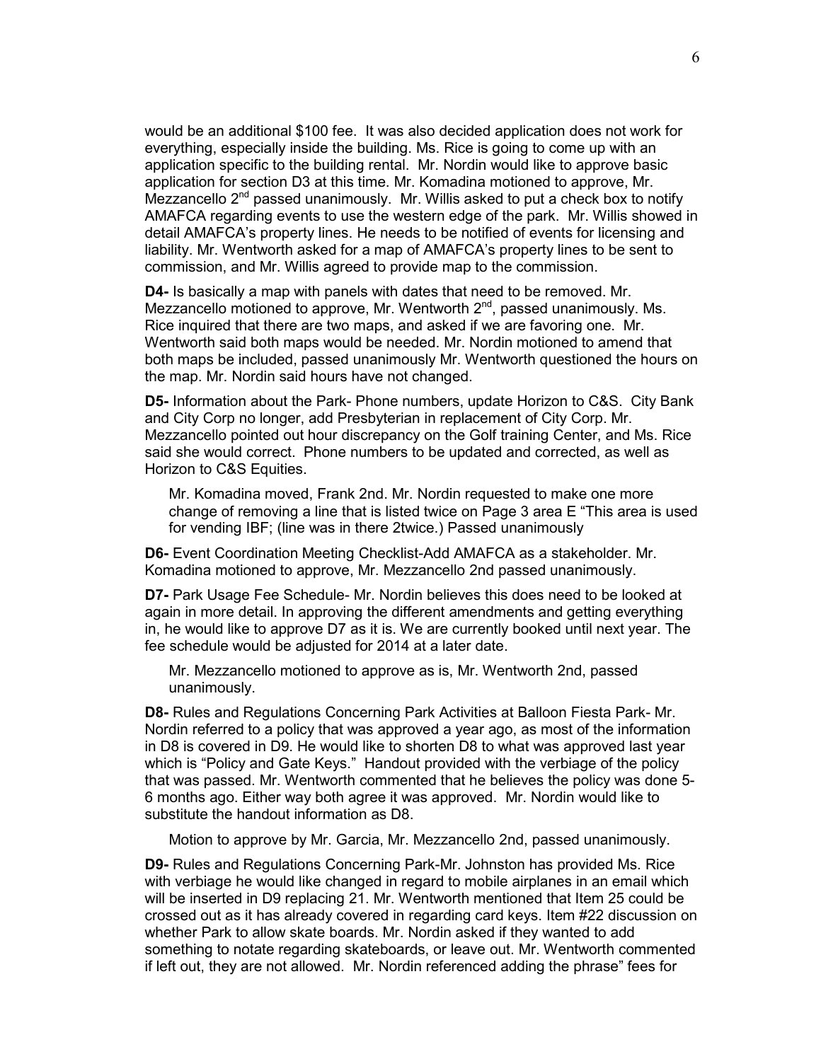would be an additional $100 fee. It was also decided application does not work for everything, especially inside the building. Ms. Rice is going to come up with an application specific to the building rental. Mr. Nordin would like to approve basic application for section D3 at this time. Mr. Komadina motioned to approve, Mr. Mezzancello 2nd passed unanimously. Mr. Willis asked to put a check box to notify AMAFCA regarding events to use the western edge of the park. Mr. Willis showed in detail AMAFCA's property lines. He needs to be notified of events for licensing and liability. Mr. Wentworth asked for a map of AMAFCA's property lines to be sent to commission, and Mr. Willis agreed to provide map to the commission.

**D4-** Is basically a map with panels with dates that need to be removed. Mr. Mezzancello motioned to approve, Mr. Wentworth 2nd, passed unanimously. Ms. Rice inquired that there are two maps, and asked if we are favoring one. Mr. Wentworth said both maps would be needed. Mr. Nordin motioned to amend that both maps be included, passed unanimously Mr. Wentworth questioned the hours on the map. Mr. Nordin said hours have not changed.

**D5-** Information about the Park- Phone numbers, update Horizon to C&S. City Bank and City Corp no longer, add Presbyterian in replacement of City Corp. Mr. Mezzancello pointed out hour discrepancy on the Golf training Center, and Ms. Rice said she would correct. Phone numbers to be updated and corrected, as well as Horizon to C&S Equities.

> Mr. Komadina moved, Frank 2nd. Mr. Nordin requested to make one more change of removing a line that is listed twice on Page 3 area E "This area is used for vending IBF; (line was in there 2twice.) Passed unanimously

**D6-** Event Coordination Meeting Checklist-Add AMAFCA as a stakeholder. Mr. Komadina motioned to approve, Mr. Mezzancello 2nd passed unanimously.

**D7-** Park Usage Fee Schedule- Mr. Nordin believes this does need to be looked at again in more detail. In approving the different amendments and getting everything in, he would like to approve D7 as it is. We are currently booked until next year. The fee schedule would be adjusted for 2014 at a later date.

> Mr. Mezzancello motioned to approve as is, Mr. Wentworth 2nd, passed unanimously.

**D8-** Rules and Regulations Concerning Park Activities at Balloon Fiesta Park- Mr. Nordin referred to a policy that was approved a year ago, as most of the information in D8 is covered in D9. He would like to shorten D8 to what was approved last year which is "Policy and Gate Keys." Handout provided with the verbiage of the policy that was passed. Mr. Wentworth commented that he believes the policy was done 5-6 months ago. Either way both agree it was approved. Mr. Nordin would like to substitute the handout information as D8.

> Motion to approve by Mr. Garcia, Mr. Mezzancello 2nd, passed unanimously.

**D9-** Rules and Regulations Concerning Park-Mr. Johnston has provided Ms. Rice with verbiage he would like changed in regard to mobile airplanes in an email which will be inserted in D9 replacing 21. Mr. Wentworth mentioned that Item 25 could be crossed out as it has already covered in regarding card keys. Item #22 discussion on whether Park to allow skate boards. Mr. Nordin asked if they wanted to add something to notate regarding skateboards, or leave out. Mr. Wentworth commented if left out, they are not allowed. Mr. Nordin referenced adding the phrase" fees for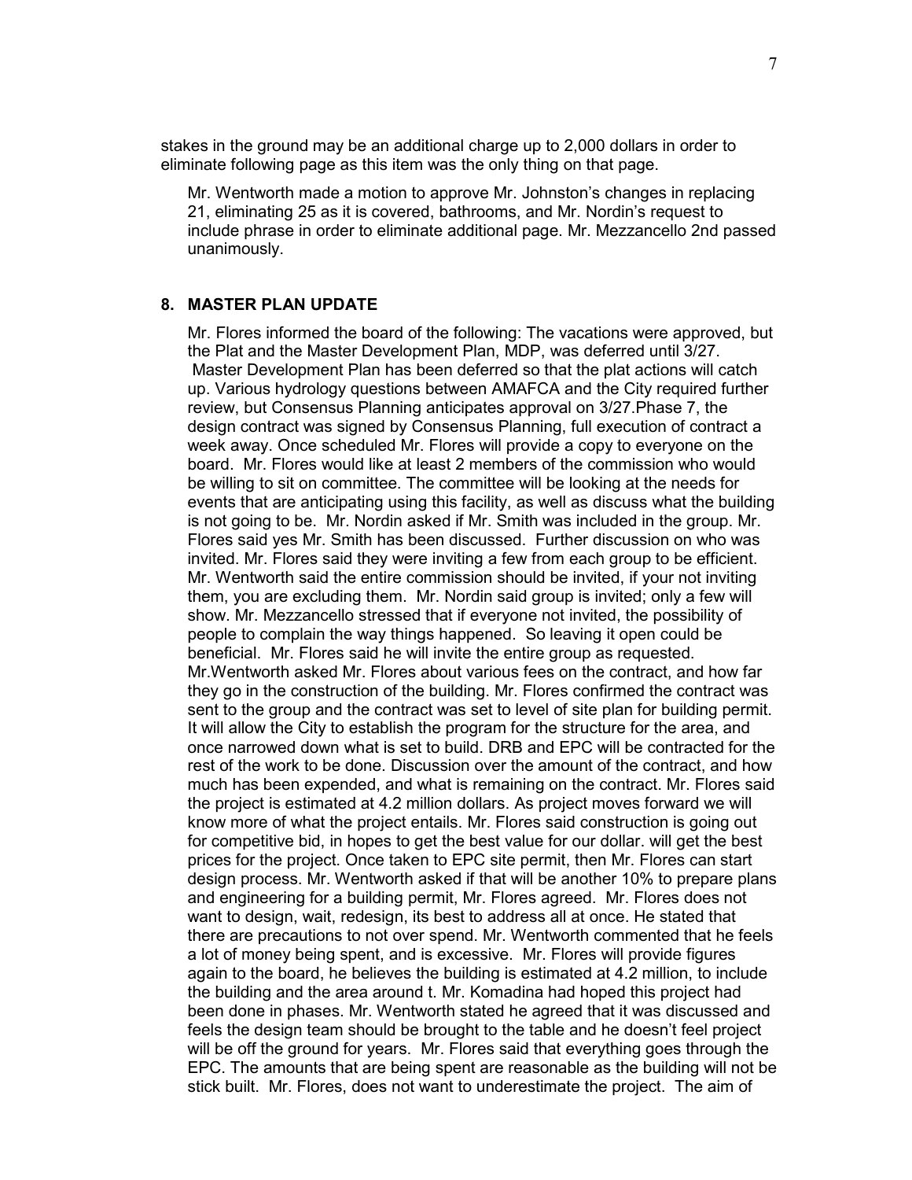stakes in the ground may be an additional charge up to 2,000 dollars in order to eliminate following page as this item was the only thing on that page.

Mr. Wentworth made a motion to approve Mr. Johnston's changes in replacing 21, eliminating 25 as it is covered, bathrooms, and Mr. Nordin's request to include phrase in order to eliminate additional page. Mr. Mezzancello 2nd passed unanimously.

## 8. MASTER PLAN UPDATE

Mr. Flores informed the board of the following: The vacations were approved, but the Plat and the Master Development Plan, MDP, was deferred until 3/27. Master Development Plan has been deferred so that the plat actions will catch up. Various hydrology questions between AMAFCA and the City required further review, but Consensus Planning anticipates approval on 3/27.Phase 7, the design contract was signed by Consensus Planning, full execution of contract a week away. Once scheduled Mr. Flores will provide a copy to everyone on the board. Mr. Flores would like at least 2 members of the commission who would be willing to sit on committee. The committee will be looking at the needs for events that are anticipating using this facility, as well as discuss what the building is not going to be. Mr. Nordin asked if Mr. Smith was included in the group. Mr. Flores said yes Mr. Smith has been discussed. Further discussion on who was invited. Mr. Flores said they were inviting a few from each group to be efficient. Mr. Wentworth said the entire commission should be invited, if your not inviting them, you are excluding them. Mr. Nordin said group is invited; only a few will show. Mr. Mezzancello stressed that if everyone not invited, the possibility of people to complain the way things happened. So leaving it open could be beneficial. Mr. Flores said he will invite the entire group as requested. Mr.Wentworth asked Mr. Flores about various fees on the contract, and how far they go in the construction of the building. Mr. Flores confirmed the contract was sent to the group and the contract was set to level of site plan for building permit. It will allow the City to establish the program for the structure for the area, and once narrowed down what is set to build. DRB and EPC will be contracted for the rest of the work to be done. Discussion over the amount of the contract, and how much has been expended, and what is remaining on the contract. Mr. Flores said the project is estimated at 4.2 million dollars. As project moves forward we will know more of what the project entails. Mr. Flores said construction is going out for competitive bid, in hopes to get the best value for our dollar. will get the best prices for the project. Once taken to EPC site permit, then Mr. Flores can start design process. Mr. Wentworth asked if that will be another 10% to prepare plans and engineering for a building permit, Mr. Flores agreed. Mr. Flores does not want to design, wait, redesign, its best to address all at once. He stated that there are precautions to not over spend. Mr. Wentworth commented that he feels a lot of money being spent, and is excessive. Mr. Flores will provide figures again to the board, he believes the building is estimated at 4.2 million, to include the building and the area around t. Mr. Komadina had hoped this project had been done in phases. Mr. Wentworth stated he agreed that it was discussed and feels the design team should be brought to the table and he doesn't feel project will be off the ground for years. Mr. Flores said that everything goes through the EPC. The amounts that are being spent are reasonable as the building will not be stick built. Mr. Flores, does not want to underestimate the project. The aim of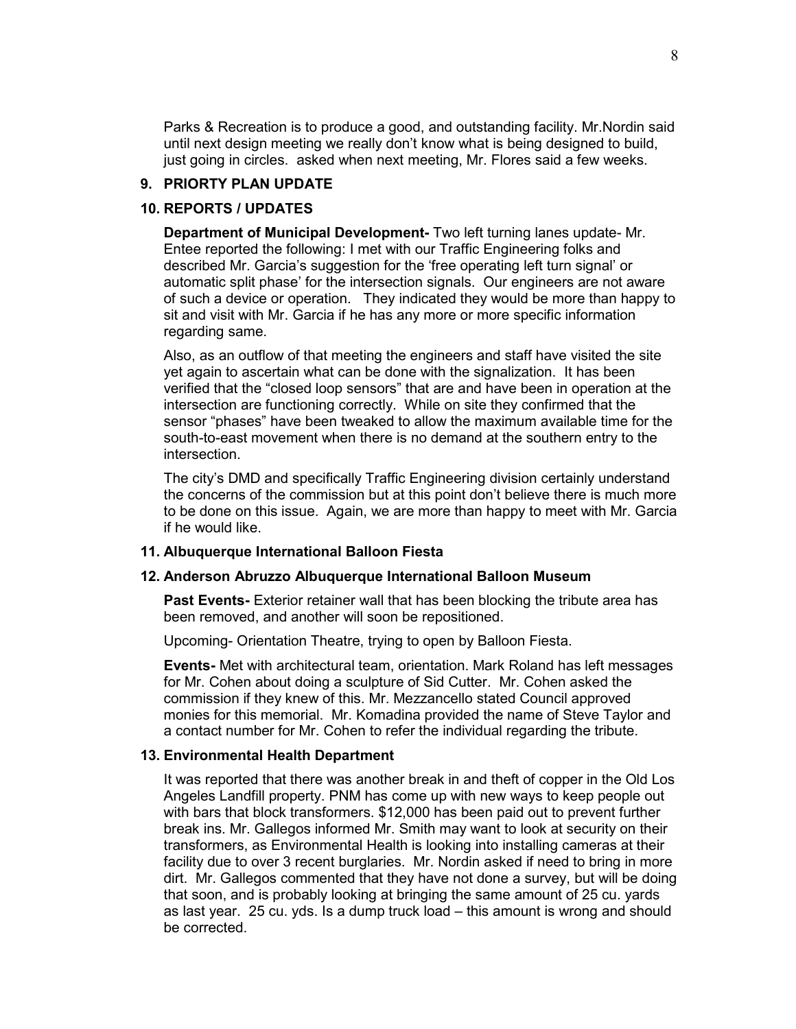Parks & Recreation is to produce a good, and outstanding facility. Mr.Nordin said until next design meeting we really don't know what is being designed to build, just going in circles.  asked when next meeting, Mr. Flores said a few weeks.

**9. PRIORTY PLAN UPDATE**

**10. REPORTS / UPDATES**

**Department of Municipal Development-** Two left turning lanes update- Mr. Entee reported the following: I met with our Traffic Engineering folks and described Mr. Garcia's suggestion for the 'free operating left turn signal' or automatic split phase' for the intersection signals. Our engineers are not aware of such a device or operation. They indicated they would be more than happy to sit and visit with Mr. Garcia if he has any more or more specific information regarding same.

Also, as an outflow of that meeting the engineers and staff have visited the site yet again to ascertain what can be done with the signalization. It has been verified that the "closed loop sensors" that are and have been in operation at the intersection are functioning correctly. While on site they confirmed that the sensor "phases" have been tweaked to allow the maximum available time for the south-to-east movement when there is no demand at the southern entry to the intersection.

The city's DMD and specifically Traffic Engineering division certainly understand the concerns of the commission but at this point don't believe there is much more to be done on this issue. Again, we are more than happy to meet with Mr. Garcia if he would like.

**11. Albuquerque International Balloon Fiesta**

**12. Anderson Abruzzo Albuquerque International Balloon Museum**

**Past Events-** Exterior retainer wall that has been blocking the tribute area has been removed, and another will soon be repositioned.

Upcoming- Orientation Theatre, trying to open by Balloon Fiesta.

**Events-** Met with architectural team, orientation. Mark Roland has left messages for Mr. Cohen about doing a sculpture of Sid Cutter. Mr. Cohen asked the commission if they knew of this. Mr. Mezzancello stated Council approved monies for this memorial. Mr. Komadina provided the name of Steve Taylor and a contact number for Mr. Cohen to refer the individual regarding the tribute.

**13. Environmental Health Department**

It was reported that there was another break in and theft of copper in the Old Los Angeles Landfill property. PNM has come up with new ways to keep people out with bars that block transformers. $12,000 has been paid out to prevent further break ins. Mr. Gallegos informed Mr. Smith may want to look at security on their transformers, as Environmental Health is looking into installing cameras at their facility due to over 3 recent burglaries. Mr. Nordin asked if need to bring in more dirt. Mr. Gallegos commented that they have not done a survey, but will be doing that soon, and is probably looking at bringing the same amount of 25 cu. yards as last year. 25 cu. yds. Is a dump truck load – this amount is wrong and should be corrected.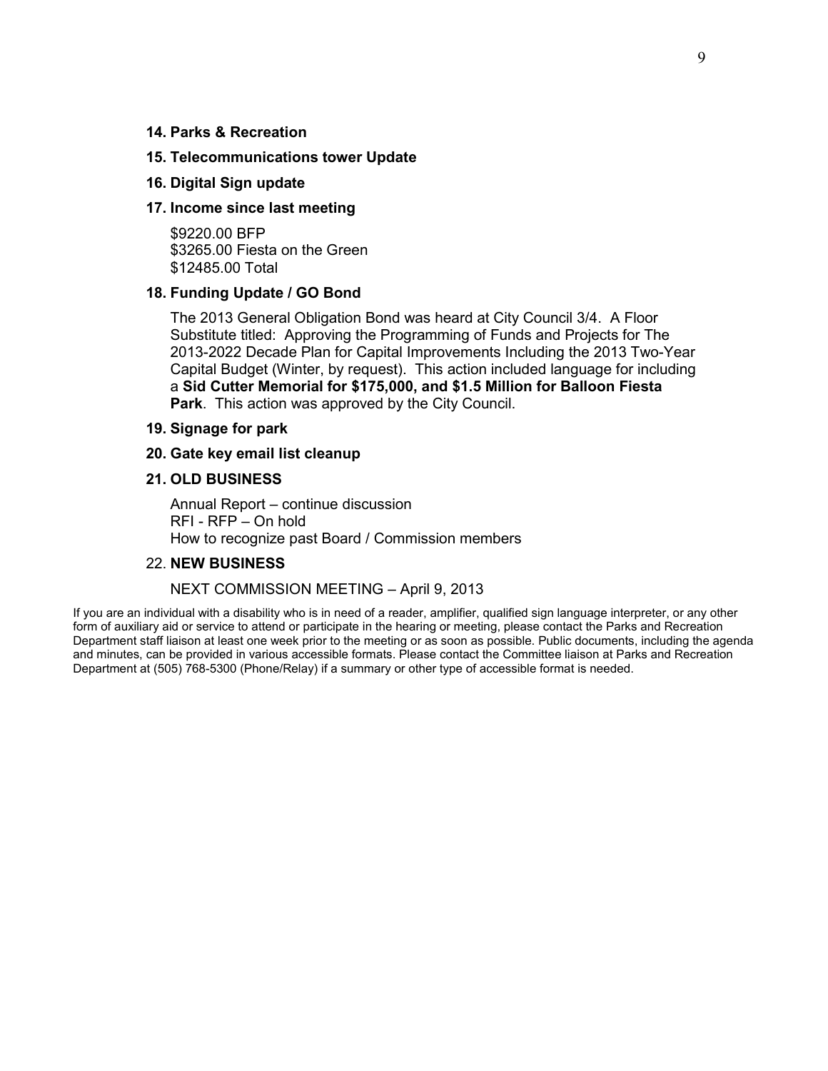**14. Parks & Recreation**

**15. Telecommunications tower Update**

**16. Digital Sign update**

**17. Income since last meeting**

$9220.00 BFP
$3265.00 Fiesta on the Green
$12485.00 Total

**18. Funding Update / GO Bond**

The 2013 General Obligation Bond was heard at City Council 3/4. A Floor Substitute titled: Approving the Programming of Funds and Projects for The 2013-2022 Decade Plan for Capital Improvements Including the 2013 Two-Year Capital Budget (Winter, by request). This action included language for including a **Sid Cutter Memorial for $175,000, and $1.5 Million for Balloon Fiesta Park**. This action was approved by the City Council.

**19. Signage for park**

**20. Gate key email list cleanup**

**21. OLD BUSINESS**

Annual Report – continue discussion
RFI - RFP – On hold
How to recognize past Board / Commission members

22. **NEW BUSINESS**

NEXT COMMISSION MEETING – April 9, 2013

If you are an individual with a disability who is in need of a reader, amplifier, qualified sign language interpreter, or any other form of auxiliary aid or service to attend or participate in the hearing or meeting, please contact the Parks and Recreation Department staff liaison at least one week prior to the meeting or as soon as possible. Public documents, including the agenda and minutes, can be provided in various accessible formats. Please contact the Committee liaison at Parks and Recreation Department at (505) 768-5300 (Phone/Relay) if a summary or other type of accessible format is needed.